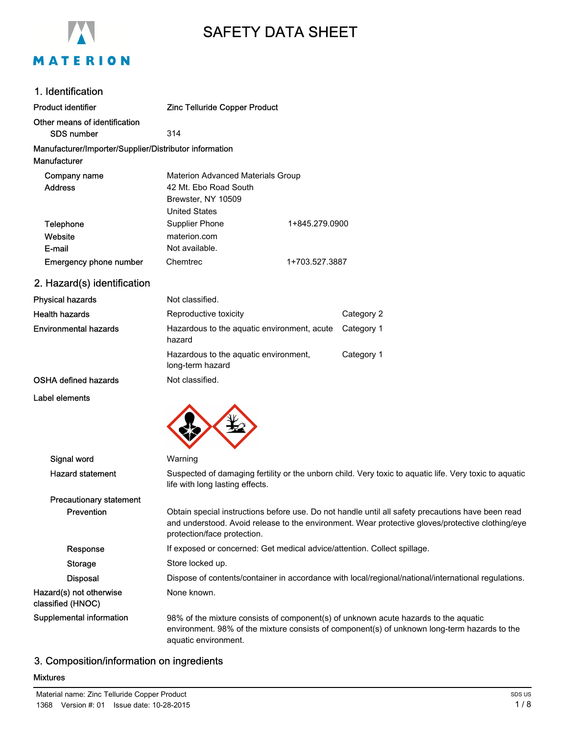# SAFETY DATA SHEET

## 1. Identification

| | | |
|---|---|---|
| **Product identifier** | **Zinc Telluride Copper Product** | |
| **Other means of identification** | | |
| SDS number | 314 | |
| **Manufacturer/Importer/Supplier/Distributor information** | | |
| **Manufacturer** | | |
| Company name | Materion Advanced Materials Group | |
| Address | 42 Mt. Ebo Road South<br>Brewster, NY 10509<br>United States | |
| Telephone | Supplier Phone | 1+845.279.0900 |
| Website | materion.com | |
| E-mail | Not available. | |
| Emergency phone number | Chemtrec | 1+703.527.3887 |

## 2. Hazard(s) identification

| | | |
|---|---|---|
| **Physical hazards** | Not classified. | |
| **Health hazards** | Reproductive toxicity | Category 2 |
| **Environmental hazards** | Hazardous to the aquatic environment, acute hazard | Category 1 |
| | Hazardous to the aquatic environment, long-term hazard | Category 1 |
| **OSHA defined hazards** | Not classified. | |

**Label elements**

**Signal word:** Warning

**Hazard statement:** Suspected of damaging fertility or the unborn child. Very toxic to aquatic life. Very toxic to aquatic life with long lasting effects.

**Precautionary statement**

**Prevention:** Obtain special instructions before use. Do not handle until all safety precautions have been read and understood. Avoid release to the environment. Wear protective gloves/protective clothing/eye protection/face protection.

**Response:** If exposed or concerned: Get medical advice/attention. Collect spillage.

**Storage:** Store locked up.

**Disposal:** Dispose of contents/container in accordance with local/regional/national/international regulations.

**Hazard(s) not otherwise classified (HNOC):** None known.

**Supplemental information:** 98% of the mixture consists of component(s) of unknown acute hazards to the aquatic environment. 98% of the mixture consists of component(s) of unknown long-term hazards to the aquatic environment.

## 3. Composition/information on ingredients

**Mixtures**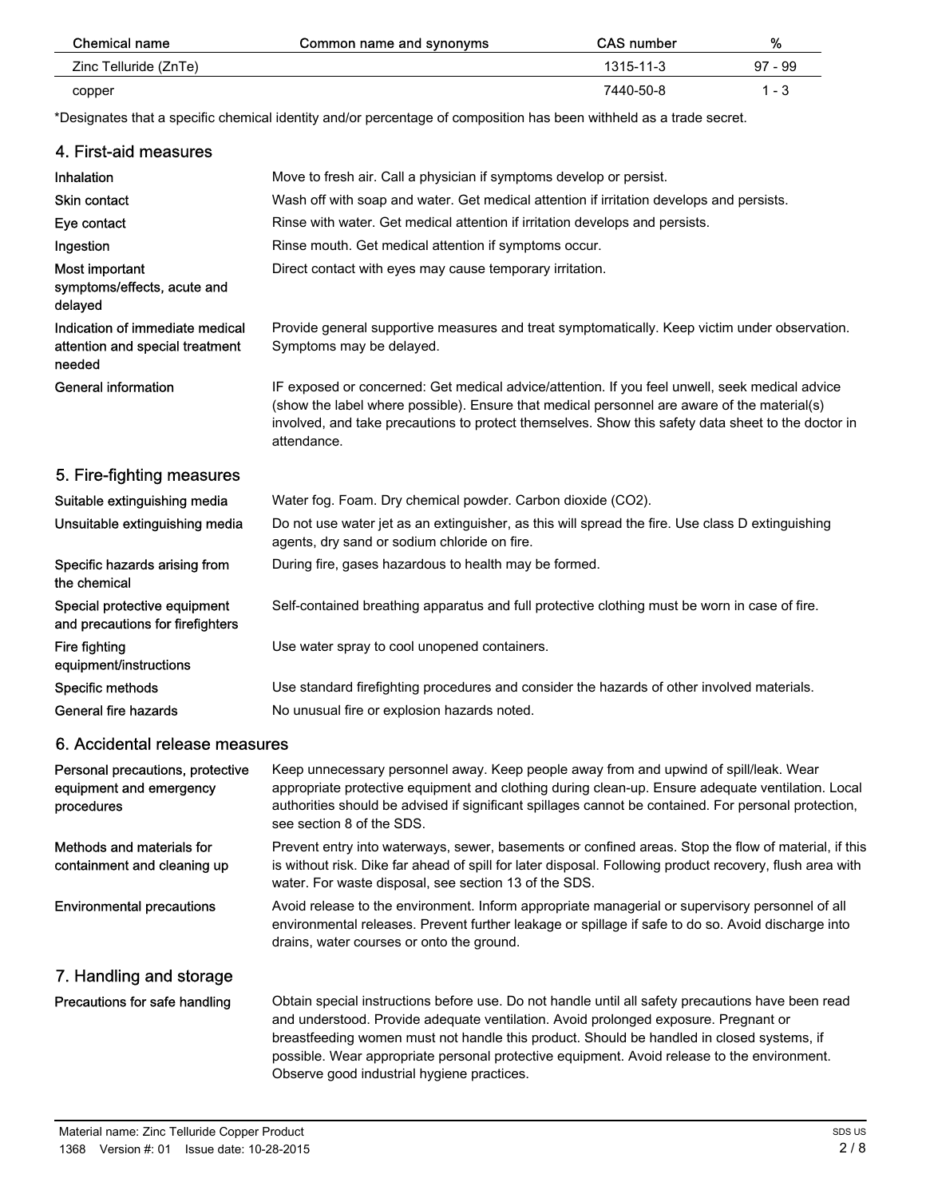| Chemical name | Common name and synonyms | CAS number | % |
|---|---|---|---|
| Zinc Telluride (ZnTe) | | 1315-11-3 | 97 - 99 |
| copper | | 7440-50-8 | 1 - 3 |

*Designates that a specific chemical identity and/or percentage of composition has been withheld as a trade secret.

## 4. First-aid measures

**Inhalation**
Move to fresh air. Call a physician if symptoms develop or persist.

**Skin contact**
Wash off with soap and water. Get medical attention if irritation develops and persists.

**Eye contact**
Rinse with water. Get medical attention if irritation develops and persists.

**Ingestion**
Rinse mouth. Get medical attention if symptoms occur.

**Most important symptoms/effects, acute and delayed**
Direct contact with eyes may cause temporary irritation.

**Indication of immediate medical attention and special treatment needed**
Provide general supportive measures and treat symptomatically. Keep victim under observation. Symptoms may be delayed.

**General information**
IF exposed or concerned: Get medical advice/attention. If you feel unwell, seek medical advice (show the label where possible). Ensure that medical personnel are aware of the material(s) involved, and take precautions to protect themselves. Show this safety data sheet to the doctor in attendance.

## 5. Fire-fighting measures

**Suitable extinguishing media**
Water fog. Foam. Dry chemical powder. Carbon dioxide ($CO_2$).

**Unsuitable extinguishing media**
Do not use water jet as an extinguisher, as this will spread the fire. Use class D extinguishing agents, dry sand or sodium chloride on fire.

**Specific hazards arising from the chemical**
During fire, gases hazardous to health may be formed.

**Special protective equipment and precautions for firefighters**
Self-contained breathing apparatus and full protective clothing must be worn in case of fire.

**Fire fighting equipment/instructions**
Use water spray to cool unopened containers.

**Specific methods**
Use standard firefighting procedures and consider the hazards of other involved materials.

**General fire hazards**
No unusual fire or explosion hazards noted.

## 6. Accidental release measures

**Personal precautions, protective equipment and emergency procedures**
Keep unnecessary personnel away. Keep people away from and upwind of spill/leak. Wear appropriate protective equipment and clothing during clean-up. Ensure adequate ventilation. Local authorities should be advised if significant spillages cannot be contained. For personal protection, see section 8 of the SDS.

**Methods and materials for containment and cleaning up**
Prevent entry into waterways, sewer, basements or confined areas. Stop the flow of material, if this is without risk. Dike far ahead of spill for later disposal. Following product recovery, flush area with water. For waste disposal, see section 13 of the SDS.

**Environmental precautions**
Avoid release to the environment. Inform appropriate managerial or supervisory personnel of all environmental releases. Prevent further leakage or spillage if safe to do so. Avoid discharge into drains, water courses or onto the ground.

## 7. Handling and storage

**Precautions for safe handling**
Obtain special instructions before use. Do not handle until all safety precautions have been read and understood. Provide adequate ventilation. Avoid prolonged exposure. Pregnant or breastfeeding women must not handle this product. Should be handled in closed systems, if possible. Wear appropriate personal protective equipment. Avoid release to the environment. Observe good industrial hygiene practices.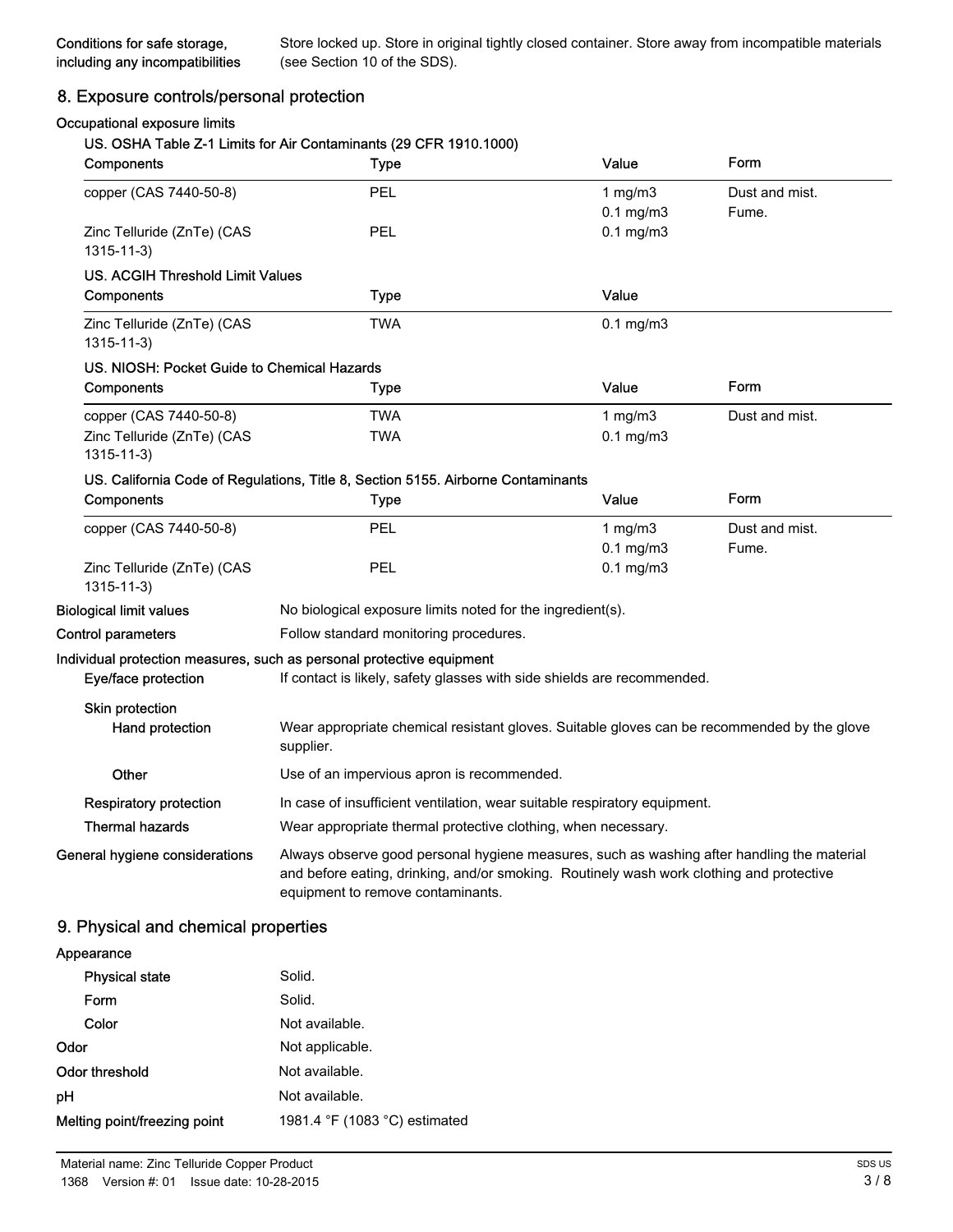**Conditions for safe storage, including any incompatibilities** Store locked up. Store in original tightly closed container. Store away from incompatible materials (see Section 10 of the SDS).

## 8. Exposure controls/personal protection

**Occupational exposure limits**

**US. OSHA Table Z-1 Limits for Air Contaminants (29 CFR 1910.1000)**

| Components | Type | Value | Form |
|---|---|---|---|
| copper (CAS 7440-50-8) | PEL | 1 mg/m3 | Dust and mist. |
| | | 0.1 mg/m3 | Fume. |
| Zinc Telluride (ZnTe) (CAS 1315-11-3) | PEL | 0.1 mg/m3 | |

**US. ACGIH Threshold Limit Values**

| Components | Type | Value |
|---|---|---|
| Zinc Telluride (ZnTe) (CAS 1315-11-3) | TWA | 0.1 mg/m3 |

**US. NIOSH: Pocket Guide to Chemical Hazards**

| Components | Type | Value | Form |
|---|---|---|---|
| copper (CAS 7440-50-8) | TWA | 1 mg/m3 | Dust and mist. |
| Zinc Telluride (ZnTe) (CAS 1315-11-3) | TWA | 0.1 mg/m3 | |

**US. California Code of Regulations, Title 8, Section 5155. Airborne Contaminants**

| Components | Type | Value | Form |
|---|---|---|---|
| copper (CAS 7440-50-8) | PEL | 1 mg/m3 | Dust and mist. |
| | | 0.1 mg/m3 | Fume. |
| Zinc Telluride (ZnTe) (CAS 1315-11-3) | PEL | 0.1 mg/m3 | |

**Biological limit values** No biological exposure limits noted for the ingredient(s).

**Control parameters** Follow standard monitoring procedures.

**Individual protection measures, such as personal protective equipment**

**Eye/face protection** If contact is likely, safety glasses with side shields are recommended.

**Skin protection**

**Hand protection** Wear appropriate chemical resistant gloves. Suitable gloves can be recommended by the glove supplier.

**Other** Use of an impervious apron is recommended.

**Respiratory protection** In case of insufficient ventilation, wear suitable respiratory equipment.

**Thermal hazards** Wear appropriate thermal protective clothing, when necessary.

**General hygiene considerations** Always observe good personal hygiene measures, such as washing after handling the material and before eating, drinking, and/or smoking. Routinely wash work clothing and protective equipment to remove contaminants.

## 9. Physical and chemical properties

**Appearance**

**Physical state** Solid.

**Form** Solid.

**Color** Not available.

**Odor** Not applicable.

**Odor threshold** Not available.

**pH** Not available.

**Melting point/freezing point** 1981.4 °F (1083 °C) estimated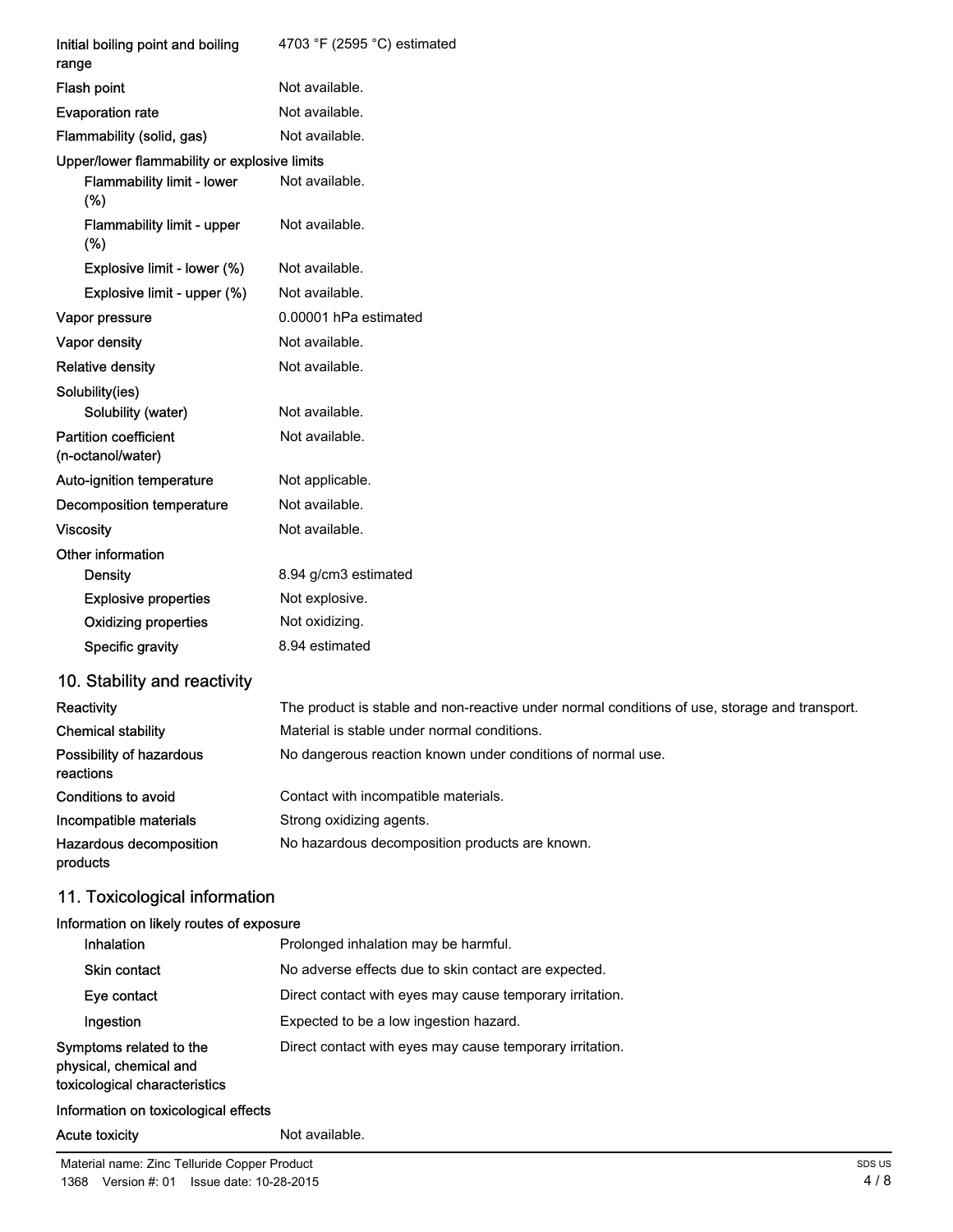| | |
|---|---|
| Initial boiling point and boiling range | 4703 °F (2595 °C) estimated |
| Flash point | Not available. |
| Evaporation rate | Not available. |
| Flammability (solid, gas) | Not available. |
| **Upper/lower flammability or explosive limits** | |
| Flammability limit - lower (%) | Not available. |
| Flammability limit - upper (%) | Not available. |
| Explosive limit - lower (%) | Not available. |
| Explosive limit - upper (%) | Not available. |
| Vapor pressure | 0.00001 hPa estimated |
| Vapor density | Not available. |
| Relative density | Not available. |
| **Solubility(ies)** | |
| Solubility (water) | Not available. |
| Partition coefficient (n-octanol/water) | Not available. |
| Auto-ignition temperature | Not applicable. |
| Decomposition temperature | Not available. |
| Viscosity | Not available. |
| **Other information** | |
| Density | 8.94 g/cm3 estimated |
| Explosive properties | Not explosive. |
| Oxidizing properties | Not oxidizing. |
| Specific gravity | 8.94 estimated |

## 10. Stability and reactivity

| | |
|---|---|
| Reactivity | The product is stable and non-reactive under normal conditions of use, storage and transport. |
| Chemical stability | Material is stable under normal conditions. |
| Possibility of hazardous reactions | No dangerous reaction known under conditions of normal use. |
| Conditions to avoid | Contact with incompatible materials. |
| Incompatible materials | Strong oxidizing agents. |
| Hazardous decomposition products | No hazardous decomposition products are known. |

## 11. Toxicological information

| | |
|---|---|
| **Information on likely routes of exposure** | |
| Inhalation | Prolonged inhalation may be harmful. |
| Skin contact | No adverse effects due to skin contact are expected. |
| Eye contact | Direct contact with eyes may cause temporary irritation. |
| Ingestion | Expected to be a low ingestion hazard. |
| Symptoms related to the physical, chemical and toxicological characteristics | Direct contact with eyes may cause temporary irritation. |
| **Information on toxicological effects** | |
| Acute toxicity | Not available. |

Material name: Zinc Telluride Copper Product

1368 Version #: 01 Issue date: 10-28-2015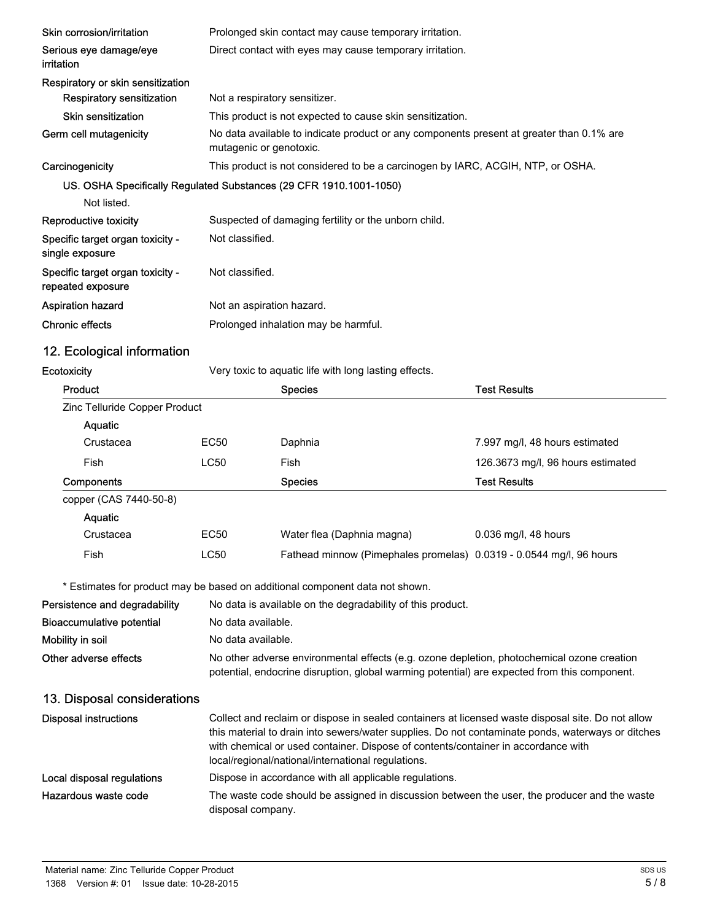| | |
|---|---|
| **Skin corrosion/irritation** | Prolonged skin contact may cause temporary irritation. |
| **Serious eye damage/eye irritation** | Direct contact with eyes may cause temporary irritation. |
| **Respiratory or skin sensitization** | |
| **Respiratory sensitization** | Not a respiratory sensitizer. |
| **Skin sensitization** | This product is not expected to cause skin sensitization. |
| **Germ cell mutagenicity** | No data available to indicate product or any components present at greater than 0.1% are mutagenic or genotoxic. |
| **Carcinogenicity** | This product is not considered to be a carcinogen by IARC, ACGIH, NTP, or OSHA. |

**US. OSHA Specifically Regulated Substances (29 CFR 1910.1001-1050)**

Not listed.

| | |
|---|---|
| **Reproductive toxicity** | Suspected of damaging fertility or the unborn child. |
| **Specific target organ toxicity - single exposure** | Not classified. |
| **Specific target organ toxicity - repeated exposure** | Not classified. |
| **Aspiration hazard** | Not an aspiration hazard. |
| **Chronic effects** | Prolonged inhalation may be harmful. |

## 12. Ecological information

**Ecotoxicity** Very toxic to aquatic life with long lasting effects.

| Product | | Species | Test Results |
|---|---|---|---|
| Zinc Telluride Copper Product | | | |
| Aquatic | | | |
| Crustacea | EC50 | Daphnia | 7.997 mg/l, 48 hours estimated |
| Fish | LC50 | Fish | 126.3673 mg/l, 96 hours estimated |
| **Components** | | **Species** | **Test Results** |
| copper (CAS 7440-50-8) | | | |
| Aquatic | | | |
| Crustacea | EC50 | Water flea (Daphnia magna) | 0.036 mg/l, 48 hours |
| Fish | LC50 | Fathead minnow (Pimephales promelas) | 0.0319 - 0.0544 mg/l, 96 hours |

\* Estimates for product may be based on additional component data not shown.

| | |
|---|---|
| **Persistence and degradability** | No data is available on the degradability of this product. |
| **Bioaccumulative potential** | No data available. |
| **Mobility in soil** | No data available. |
| **Other adverse effects** | No other adverse environmental effects (e.g. ozone depletion, photochemical ozone creation potential, endocrine disruption, global warming potential) are expected from this component. |

## 13. Disposal considerations

| | |
|---|---|
| **Disposal instructions** | Collect and reclaim or dispose in sealed containers at licensed waste disposal site. Do not allow this material to drain into sewers/water supplies. Do not contaminate ponds, waterways or ditches with chemical or used container. Dispose of contents/container in accordance with local/regional/national/international regulations. |
| **Local disposal regulations** | Dispose in accordance with all applicable regulations. |
| **Hazardous waste code** | The waste code should be assigned in discussion between the user, the producer and the waste disposal company. |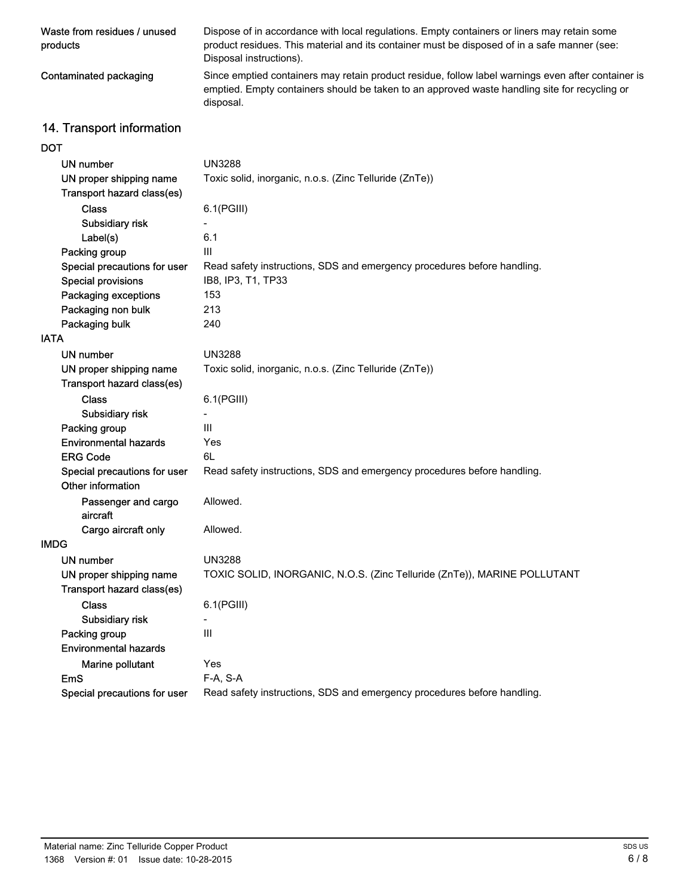**Waste from residues / unused products**

Dispose of in accordance with local regulations. Empty containers or liners may retain some product residues. This material and its container must be disposed of in a safe manner (see: Disposal instructions).

**Contaminated packaging**

Since emptied containers may retain product residue, follow label warnings even after container is emptied. Empty containers should be taken to an approved waste handling site for recycling or disposal.

## 14. Transport information

### DOT

| | |
|---|---|
| UN number | UN3288 |
| UN proper shipping name | Toxic solid, inorganic, n.o.s. (Zinc Telluride (ZnTe)) |
| Transport hazard class(es) | |
| Class | 6.1(PGIII) |
| Subsidiary risk | - |
| Label(s) | 6.1 |
| Packing group | III |
| Special precautions for user | Read safety instructions, SDS and emergency procedures before handling. |
| Special provisions | IB8, IP3, T1, TP33 |
| Packaging exceptions | 153 |
| Packaging non bulk | 213 |
| Packaging bulk | 240 |

### IATA

| | |
|---|---|
| UN number | UN3288 |
| UN proper shipping name | Toxic solid, inorganic, n.o.s. (Zinc Telluride (ZnTe)) |
| Transport hazard class(es) | |
| Class | 6.1(PGIII) |
| Subsidiary risk | - |
| Packing group | III |
| Environmental hazards | Yes |
| ERG Code | 6L |
| Special precautions for user | Read safety instructions, SDS and emergency procedures before handling. |
| Other information | |
| Passenger and cargo aircraft | Allowed. |
| Cargo aircraft only | Allowed. |

### IMDG

| | |
|---|---|
| UN number | UN3288 |
| UN proper shipping name | TOXIC SOLID, INORGANIC, N.O.S. (Zinc Telluride (ZnTe)), MARINE POLLUTANT |
| Transport hazard class(es) | |
| Class | 6.1(PGIII) |
| Subsidiary risk | - |
| Packing group | III |
| Environmental hazards | |
| Marine pollutant | Yes |
| EmS | F-A, S-A |
| Special precautions for user | Read safety instructions, SDS and emergency procedures before handling. |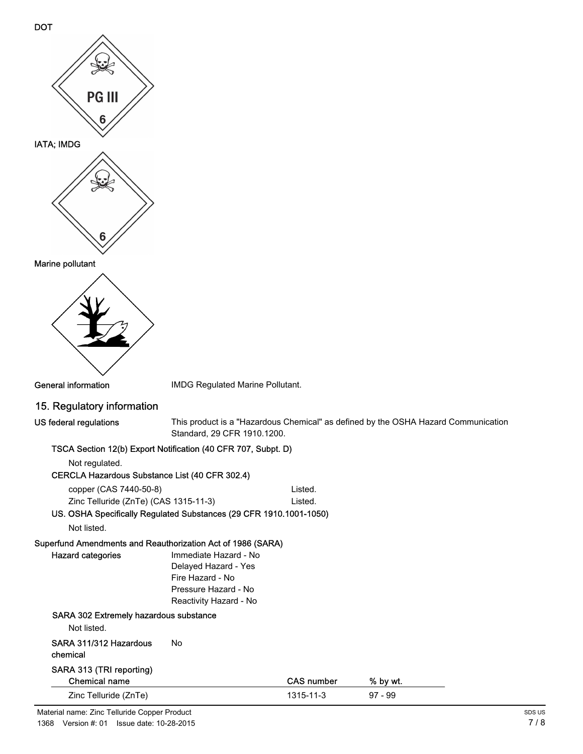DOT

IATA; IMDG

Marine pollutant

**General information** IMDG Regulated Marine Pollutant.

## 15. Regulatory information

**US federal regulations** This product is a "Hazardous Chemical" as defined by the OSHA Hazard Communication Standard, 29 CFR 1910.1200.

**TSCA Section 12(b) Export Notification (40 CFR 707, Subpt. D)**

Not regulated.

**CERCLA Hazardous Substance List (40 CFR 302.4)**

| | |
|---|---|
| copper (CAS 7440-50-8) | Listed. |
| Zinc Telluride (ZnTe) (CAS 1315-11-3) | Listed. |

**US. OSHA Specifically Regulated Substances (29 CFR 1910.1001-1050)**

Not listed.

**Superfund Amendments and Reauthorization Act of 1986 (SARA)**

**Hazard categories**
Immediate Hazard - No
Delayed Hazard - Yes
Fire Hazard - No
Pressure Hazard - No
Reactivity Hazard - No

**SARA 302 Extremely hazardous substance**

Not listed.

**SARA 311/312 Hazardous chemical** No

**SARA 313 (TRI reporting)**

| Chemical name | CAS number | % by wt. |
|---|---|---|
| Zinc Telluride (ZnTe) | 1315-11-3 | 97 - 99 |

Material name: Zinc Telluride Copper Product
1368 Version #: 01 Issue date: 10-28-2015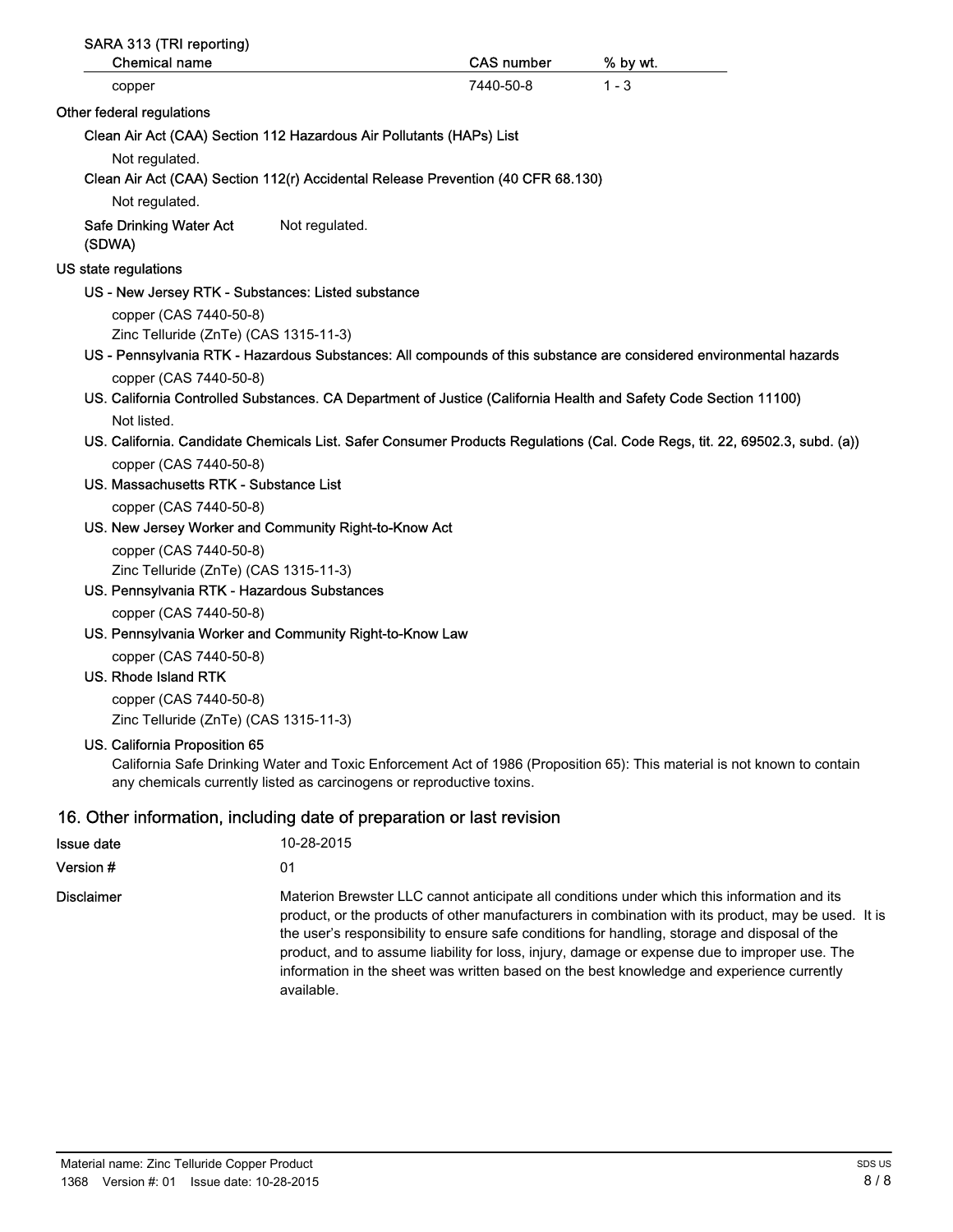SARA 313 (TRI reporting)

| Chemical name | CAS number | % by wt. |
| --- | --- | --- |
| copper | 7440-50-8 | 1 - 3 |

**Other federal regulations**

**Clean Air Act (CAA) Section 112 Hazardous Air Pollutants (HAPs) List**

Not regulated.

**Clean Air Act (CAA) Section 112(r) Accidental Release Prevention (40 CFR 68.130)**

Not regulated.

**Safe Drinking Water Act (SDWA)** Not regulated.

**US state regulations**

**US - New Jersey RTK - Substances: Listed substance**

copper (CAS 7440-50-8)
Zinc Telluride (ZnTe) (CAS 1315-11-3)

**US - Pennsylvania RTK - Hazardous Substances: All compounds of this substance are considered environmental hazards**

copper (CAS 7440-50-8)

**US. California Controlled Substances. CA Department of Justice (California Health and Safety Code Section 11100)**

Not listed.

**US. California. Candidate Chemicals List. Safer Consumer Products Regulations (Cal. Code Regs, tit. 22, 69502.3, subd. (a))**

copper (CAS 7440-50-8)

**US. Massachusetts RTK - Substance List**

copper (CAS 7440-50-8)

**US. New Jersey Worker and Community Right-to-Know Act**

copper (CAS 7440-50-8)
Zinc Telluride (ZnTe) (CAS 1315-11-3)

**US. Pennsylvania RTK - Hazardous Substances**

copper (CAS 7440-50-8)

**US. Pennsylvania Worker and Community Right-to-Know Law**

copper (CAS 7440-50-8)

**US. Rhode Island RTK**

copper (CAS 7440-50-8)
Zinc Telluride (ZnTe) (CAS 1315-11-3)

**US. California Proposition 65**

California Safe Drinking Water and Toxic Enforcement Act of 1986 (Proposition 65): This material is not known to contain any chemicals currently listed as carcinogens or reproductive toxins.

## 16. Other information, including date of preparation or last revision

**Issue date** 10-28-2015

**Version #** 01

**Disclaimer** Materion Brewster LLC cannot anticipate all conditions under which this information and its product, or the products of other manufacturers in combination with its product, may be used. It is the user's responsibility to ensure safe conditions for handling, storage and disposal of the product, and to assume liability for loss, injury, damage or expense due to improper use. The information in the sheet was written based on the best knowledge and experience currently available.